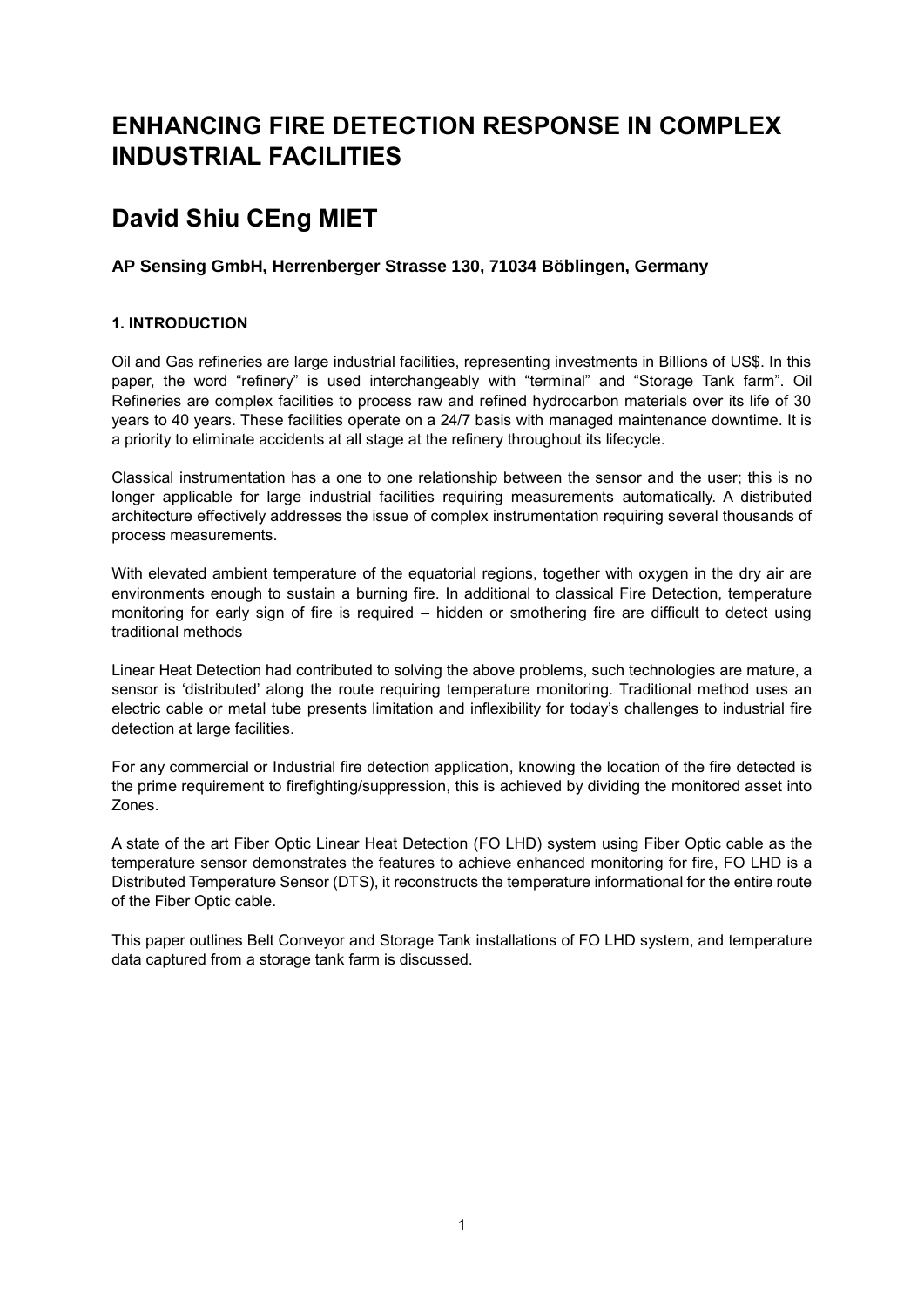# ENHANCING FIRE DETECTION RESPONSE IN COMPLEX INDUSTRIAL FACILITIES

## David Shiu CEng MIET

**AP Sensing GmbH, Herrenberger Strasse 130, 71034 Böblingen, Germany**

**1. INTRODUCTION**

Oil and Gas refineries are large industrial facilities, representing investments in Billions of US$. In this paper, the word "refinery" is used interchangeably with "terminal" and "Storage Tank farm". Oil Refineries are complex facilities to process raw and refined hydrocarbon materials over its life of 30 years to 40 years. These facilities operate on a 24/7 basis with managed maintenance downtime. It is a priority to eliminate accidents at all stage at the refinery throughout its lifecycle.

Classical instrumentation has a one to one relationship between the sensor and the user; this is no longer applicable for large industrial facilities requiring measurements automatically. A distributed architecture effectively addresses the issue of complex instrumentation requiring several thousands of process measurements.

With elevated ambient temperature of the equatorial regions, together with oxygen in the dry air are environments enough to sustain a burning fire. In additional to classical Fire Detection, temperature monitoring for early sign of fire is required – hidden or smothering fire are difficult to detect using traditional methods

Linear Heat Detection had contributed to solving the above problems, such technologies are mature, a sensor is 'distributed' along the route requiring temperature monitoring. Traditional method uses an electric cable or metal tube presents limitation and inflexibility for today's challenges to industrial fire detection at large facilities.

For any commercial or Industrial fire detection application, knowing the location of the fire detected is the prime requirement to firefighting/suppression, this is achieved by dividing the monitored asset into Zones.

A state of the art Fiber Optic Linear Heat Detection (FO LHD) system using Fiber Optic cable as the temperature sensor demonstrates the features to achieve enhanced monitoring for fire, FO LHD is a Distributed Temperature Sensor (DTS), it reconstructs the temperature informational for the entire route of the Fiber Optic cable.

This paper outlines Belt Conveyor and Storage Tank installations of FO LHD system, and temperature data captured from a storage tank farm is discussed.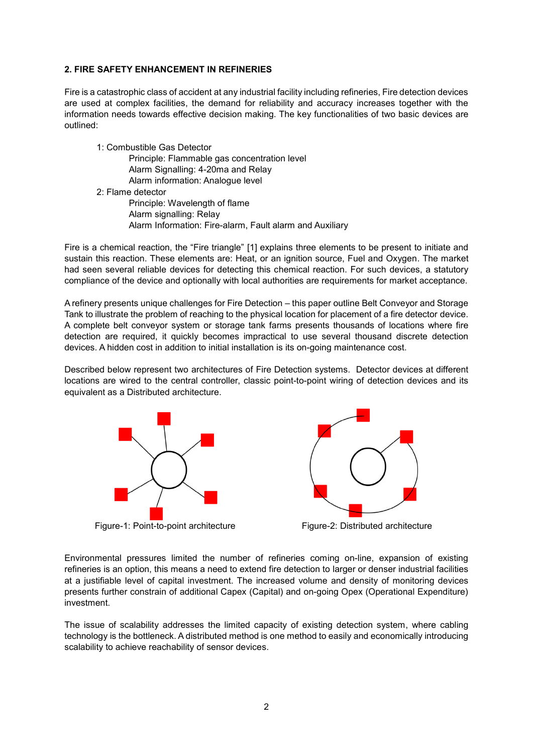## 2. FIRE SAFETY ENHANCEMENT IN REFINERIES

Fire is a catastrophic class of accident at any industrial facility including refineries, Fire detection devices are used at complex facilities, the demand for reliability and accuracy increases together with the information needs towards effective decision making. The key functionalities of two basic devices are outlined:

1: Combustible Gas Detector
   - Principle: Flammable gas concentration level
   - Alarm Signalling: 4-20ma and Relay
   - Alarm information: Analogue level

2: Flame detector
   - Principle: Wavelength of flame
   - Alarm signalling: Relay
   - Alarm Information: Fire-alarm, Fault alarm and Auxiliary

Fire is a chemical reaction, the "Fire triangle" [1] explains three elements to be present to initiate and sustain this reaction. These elements are: Heat, or an ignition source, Fuel and Oxygen. The market had seen several reliable devices for detecting this chemical reaction. For such devices, a statutory compliance of the device and optionally with local authorities are requirements for market acceptance.

A refinery presents unique challenges for Fire Detection – this paper outline Belt Conveyor and Storage Tank to illustrate the problem of reaching to the physical location for placement of a fire detector device. A complete belt conveyor system or storage tank farms presents thousands of locations where fire detection are required, it quickly becomes impractical to use several thousand discrete detection devices. A hidden cost in addition to initial installation is its on-going maintenance cost.

Described below represent two architectures of Fire Detection systems. Detector devices at different locations are wired to the central controller, classic point-to-point wiring of detection devices and its equivalent as a Distributed architecture.

Figure-1: Point-to-point architecture

Figure-2: Distributed architecture

Environmental pressures limited the number of refineries coming on-line, expansion of existing refineries is an option, this means a need to extend fire detection to larger or denser industrial facilities at a justifiable level of capital investment. The increased volume and density of monitoring devices presents further constrain of additional Capex (Capital) and on-going Opex (Operational Expenditure) investment.

The issue of scalability addresses the limited capacity of existing detection system, where cabling technology is the bottleneck. A distributed method is one method to easily and economically introducing scalability to achieve reachability of sensor devices.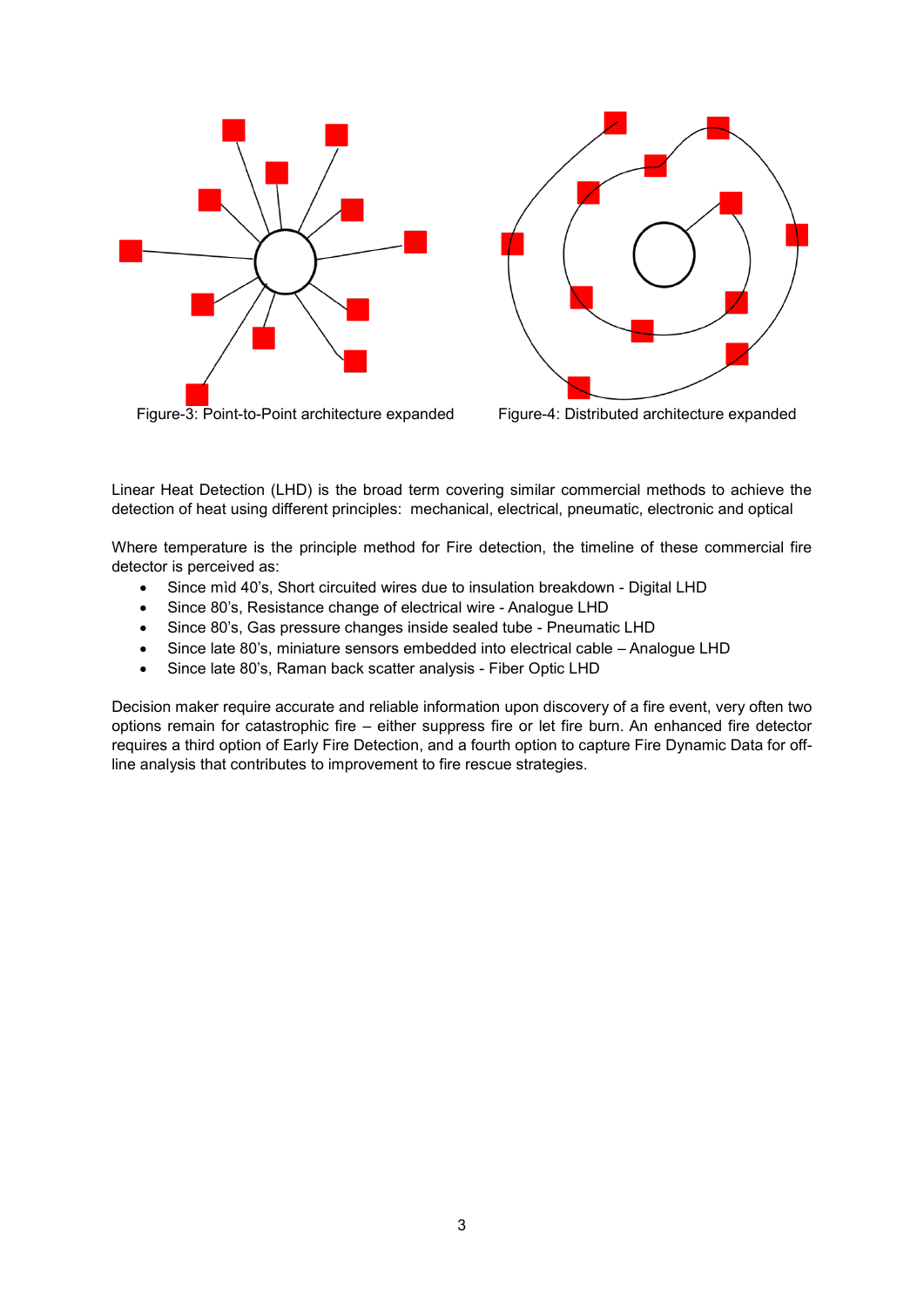Figure-3: Point-to-Point architecture expanded

Figure-4: Distributed architecture expanded

Linear Heat Detection (LHD) is the broad term covering similar commercial methods to achieve the detection of heat using different principles: mechanical, electrical, pneumatic, electronic and optical

Where temperature is the principle method for Fire detection, the timeline of these commercial fire detector is perceived as:

- Since mìd 40's, Short circuited wires due to insulation breakdown - Digital LHD
- Since 80's, Resistance change of electrical wire - Analogue LHD
- Since 80's, Gas pressure changes inside sealed tube - Pneumatic LHD
- Since late 80's, miniature sensors embedded into electrical cable – Analogue LHD
- Since late 80's, Raman back scatter analysis - Fiber Optic LHD

Decision maker require accurate and reliable information upon discovery of a fire event, very often two options remain for catastrophic fire – either suppress fire or let fire burn. An enhanced fire detector requires a third option of Early Fire Detection, and a fourth option to capture Fire Dynamic Data for off-line analysis that contributes to improvement to fire rescue strategies.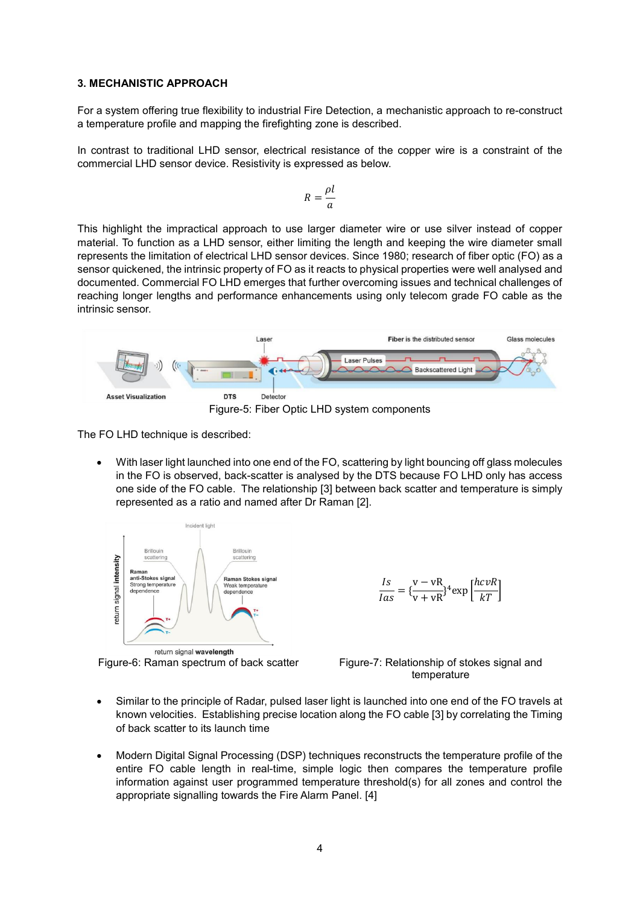### 3. MECHANISTIC APPROACH

For a system offering true flexibility to industrial Fire Detection, a mechanistic approach to re-construct a temperature profile and mapping the firefighting zone is described.

In contrast to traditional LHD sensor, electrical resistance of the copper wire is a constraint of the commercial LHD sensor device. Resistivity is expressed as below.

$$R = \frac{\rho l}{a}$$

This highlight the impractical approach to use larger diameter wire or use silver instead of copper material. To function as a LHD sensor, either limiting the length and keeping the wire diameter small represents the limitation of electrical LHD sensor devices. Since 1980; research of fiber optic (FO) as a sensor quickened, the intrinsic property of FO as it reacts to physical properties were well analysed and documented. Commercial FO LHD emerges that further overcoming issues and technical challenges of reaching longer lengths and performance enhancements using only telecom grade FO cable as the intrinsic sensor.

Figure-5: Fiber Optic LHD system components

The FO LHD technique is described:

- With laser light launched into one end of the FO, scattering by light bouncing off glass molecules in the FO is observed, back-scatter is analysed by the DTS because FO LHD only has access one side of the FO cable. The relationship [3] between back scatter and temperature is simply represented as a ratio and named after Dr Raman [2].

Figure-6: Raman spectrum of back scatter

$$\frac{Is}{Ias} = \{\frac{\mathrm{v} - \mathrm{vR}}{\mathrm{v} + \mathrm{vR}}\}^4 \exp\left[\frac{hcvR}{kT}\right]$$

Figure-7: Relationship of stokes signal and temperature

- Similar to the principle of Radar, pulsed laser light is launched into one end of the FO travels at known velocities. Establishing precise location along the FO cable [3] by correlating the Timing of back scatter to its launch time

- Modern Digital Signal Processing (DSP) techniques reconstructs the temperature profile of the entire FO cable length in real-time, simple logic then compares the temperature profile information against user programmed temperature threshold(s) for all zones and control the appropriate signalling towards the Fire Alarm Panel. [4]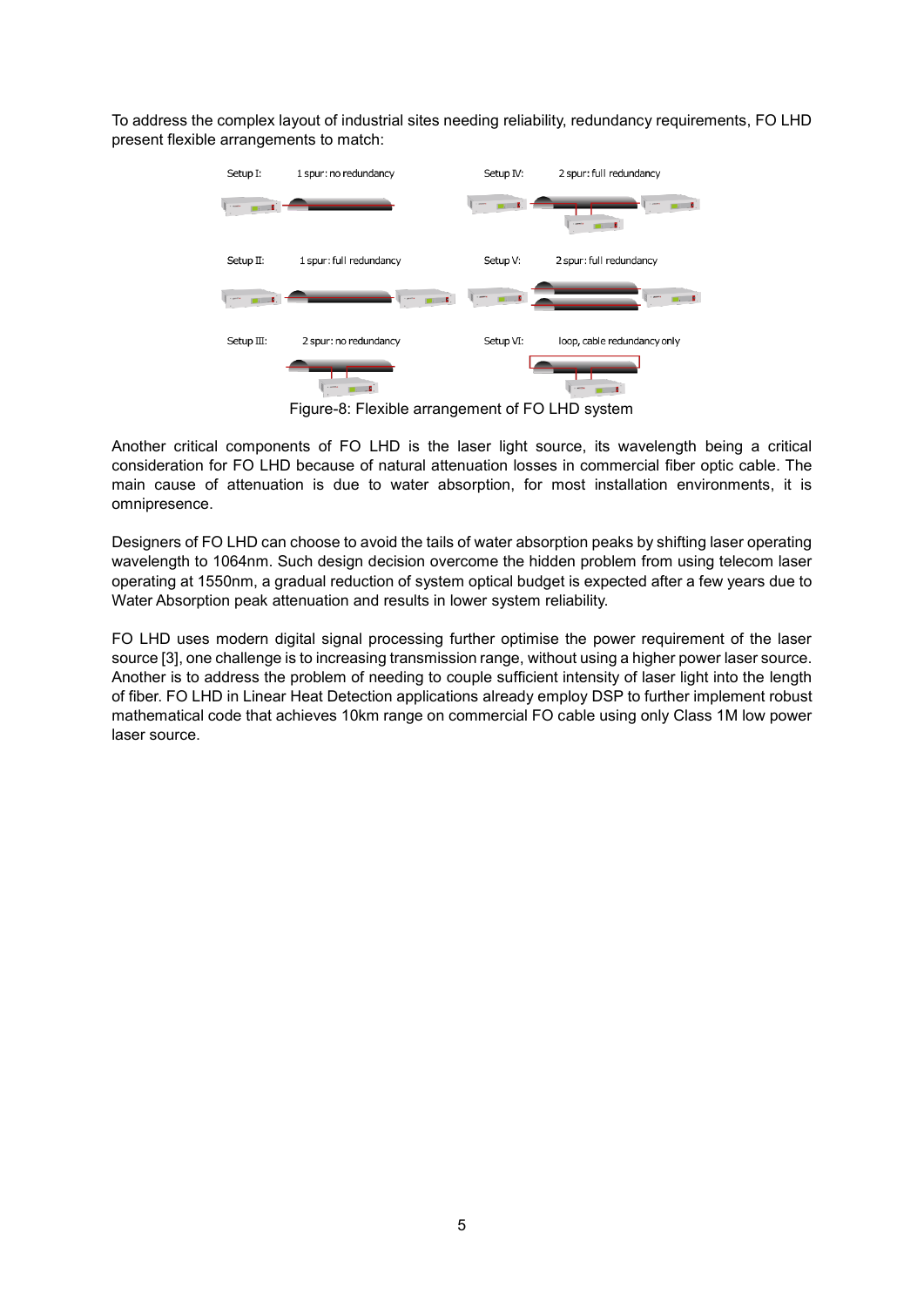To address the complex layout of industrial sites needing reliability, redundancy requirements, FO LHD present flexible arrangements to match:

Setup I: 1 spur: no redundancy

Setup II: 1 spur: full redundancy

Setup III: 2 spur: no redundancy

Setup IV: 2 spur: full redundancy

Setup V: 2 spur: full redundancy

Setup VI: loop, cable redundancy only

Figure-8: Flexible arrangement of FO LHD system

Another critical components of FO LHD is the laser light source, its wavelength being a critical consideration for FO LHD because of natural attenuation losses in commercial fiber optic cable. The main cause of attenuation is due to water absorption, for most installation environments, it is omnipresence.

Designers of FO LHD can choose to avoid the tails of water absorption peaks by shifting laser operating wavelength to 1064nm. Such design decision overcome the hidden problem from using telecom laser operating at 1550nm, a gradual reduction of system optical budget is expected after a few years due to Water Absorption peak attenuation and results in lower system reliability.

FO LHD uses modern digital signal processing further optimise the power requirement of the laser source [3], one challenge is to increasing transmission range, without using a higher power laser source. Another is to address the problem of needing to couple sufficient intensity of laser light into the length of fiber. FO LHD in Linear Heat Detection applications already employ DSP to further implement robust mathematical code that achieves 10km range on commercial FO cable using only Class 1M low power laser source.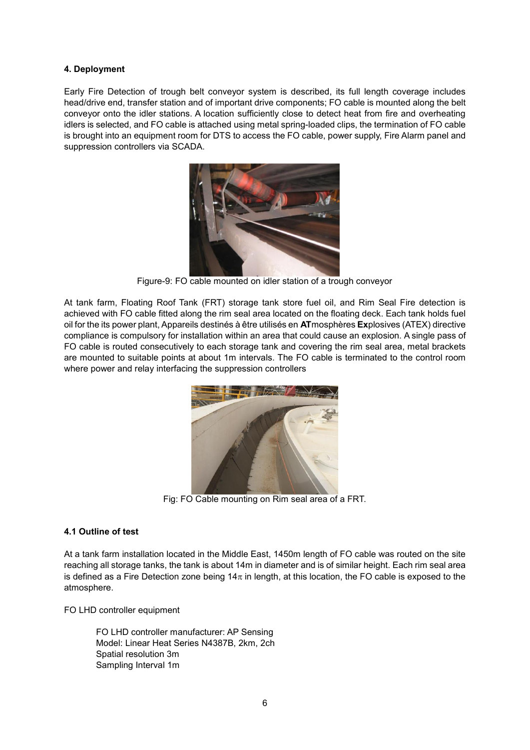#### 4. Deployment

Early Fire Detection of trough belt conveyor system is described, its full length coverage includes head/drive end, transfer station and of important drive components; FO cable is mounted along the belt conveyor onto the idler stations. A location sufficiently close to detect heat from fire and overheating idlers is selected, and FO cable is attached using metal spring-loaded clips, the termination of FO cable is brought into an equipment room for DTS to access the FO cable, power supply, Fire Alarm panel and suppression controllers via SCADA.

Figure-9: FO cable mounted on idler station of a trough conveyor

At tank farm, Floating Roof Tank (FRT) storage tank store fuel oil, and Rim Seal Fire detection is achieved with FO cable fitted along the rim seal area located on the floating deck. Each tank holds fuel oil for the its power plant, Appareils destinés à être utilisés en **AT**mosphères **Ex**plosives (ATEX) directive compliance is compulsory for installation within an area that could cause an explosion. A single pass of FO cable is routed consecutively to each storage tank and covering the rim seal area, metal brackets are mounted to suitable points at about 1m intervals. The FO cable is terminated to the control room where power and relay interfacing the suppression controllers

Fig: FO Cable mounting on Rim seal area of a FRT.

#### 4.1 Outline of test

At a tank farm installation located in the Middle East, 1450m length of FO cable was routed on the site reaching all storage tanks, the tank is about 14m in diameter and is of similar height. Each rim seal area is defined as a Fire Detection zone being $14\pi$ in length, at this location, the FO cable is exposed to the atmosphere.

FO LHD controller equipment

FO LHD controller manufacturer: AP Sensing
Model: Linear Heat Series N4387B, 2km, 2ch
Spatial resolution 3m
Sampling Interval 1m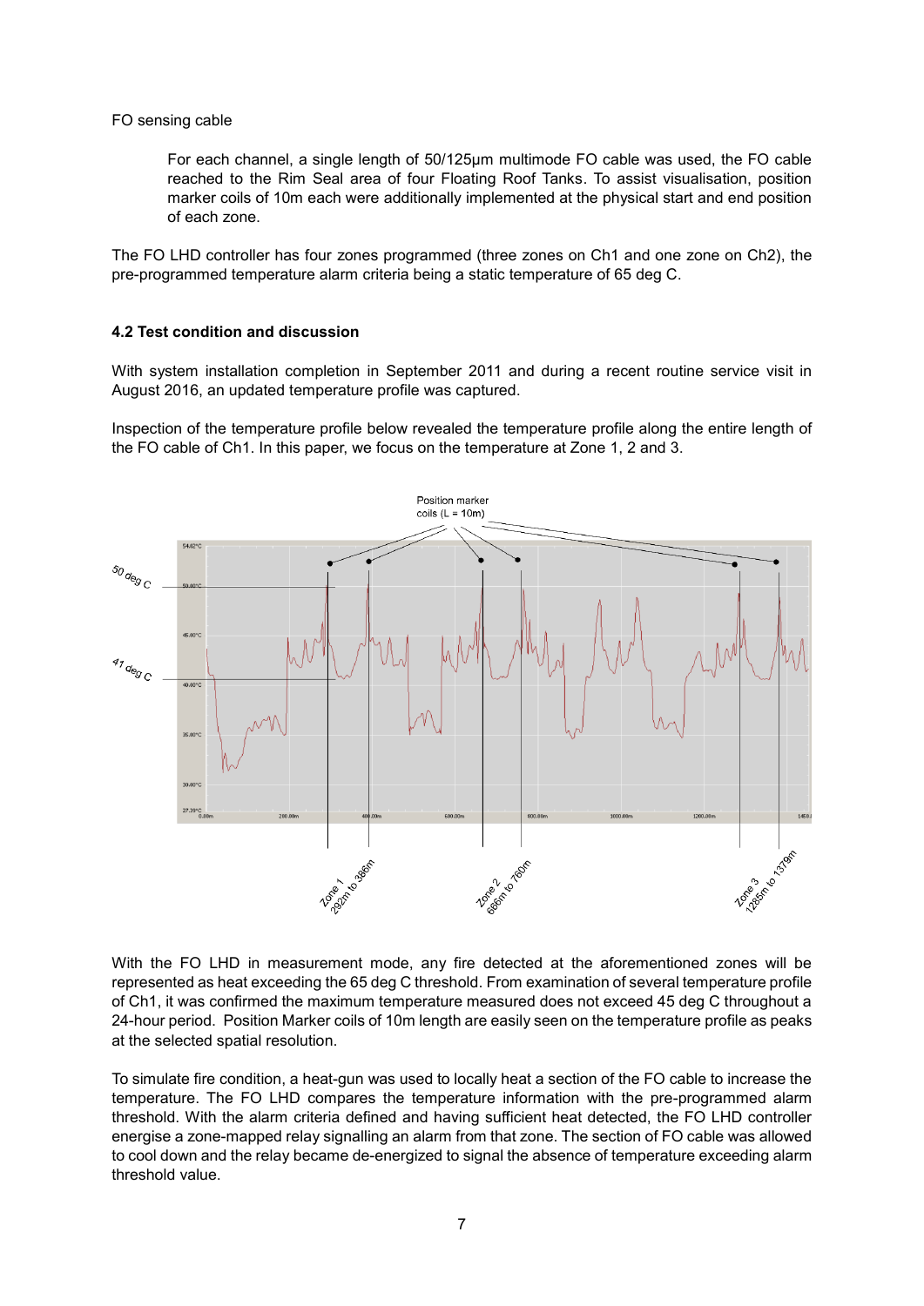FO sensing cable

For each channel, a single length of 50/125µm multimode FO cable was used, the FO cable reached to the Rim Seal area of four Floating Roof Tanks. To assist visualisation, position marker coils of 10m each were additionally implemented at the physical start and end position of each zone.

The FO LHD controller has four zones programmed (three zones on Ch1 and one zone on Ch2), the pre-programmed temperature alarm criteria being a static temperature of 65 deg C.

### 4.2 Test condition and discussion

With system installation completion in September 2011 and during a recent routine service visit in August 2016, an updated temperature profile was captured.

Inspection of the temperature profile below revealed the temperature profile along the entire length of the FO cable of Ch1. In this paper, we focus on the temperature at Zone 1, 2 and 3.

With the FO LHD in measurement mode, any fire detected at the aforementioned zones will be represented as heat exceeding the 65 deg C threshold. From examination of several temperature profile of Ch1, it was confirmed the maximum temperature measured does not exceed 45 deg C throughout a 24-hour period. Position Marker coils of 10m length are easily seen on the temperature profile as peaks at the selected spatial resolution.

To simulate fire condition, a heat-gun was used to locally heat a section of the FO cable to increase the temperature. The FO LHD compares the temperature information with the pre-programmed alarm threshold. With the alarm criteria defined and having sufficient heat detected, the FO LHD controller energise a zone-mapped relay signalling an alarm from that zone. The section of FO cable was allowed to cool down and the relay became de-energized to signal the absence of temperature exceeding alarm threshold value.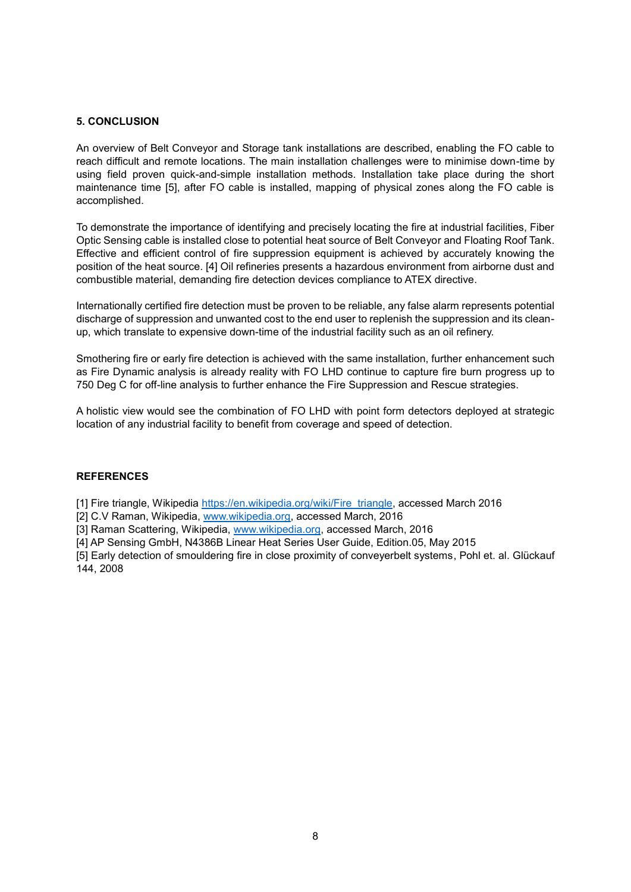## 5. CONCLUSION

An overview of Belt Conveyor and Storage tank installations are described, enabling the FO cable to reach difficult and remote locations. The main installation challenges were to minimise down-time by using field proven quick-and-simple installation methods. Installation take place during the short maintenance time [5], after FO cable is installed, mapping of physical zones along the FO cable is accomplished.

To demonstrate the importance of identifying and precisely locating the fire at industrial facilities, Fiber Optic Sensing cable is installed close to potential heat source of Belt Conveyor and Floating Roof Tank. Effective and efficient control of fire suppression equipment is achieved by accurately knowing the position of the heat source. [4] Oil refineries presents a hazardous environment from airborne dust and combustible material, demanding fire detection devices compliance to ATEX directive.

Internationally certified fire detection must be proven to be reliable, any false alarm represents potential discharge of suppression and unwanted cost to the end user to replenish the suppression and its clean-up, which translate to expensive down-time of the industrial facility such as an oil refinery.

Smothering fire or early fire detection is achieved with the same installation, further enhancement such as Fire Dynamic analysis is already reality with FO LHD continue to capture fire burn progress up to 750 Deg C for off-line analysis to further enhance the Fire Suppression and Rescue strategies.

A holistic view would see the combination of FO LHD with point form detectors deployed at strategic location of any industrial facility to benefit from coverage and speed of detection.

## REFERENCES

[1] Fire triangle, Wikipedia https://en.wikipedia.org/wiki/Fire_triangle, accessed March 2016
[2] C.V Raman, Wikipedia, www.wikipedia.org, accessed March, 2016
[3] Raman Scattering, Wikipedia, www.wikipedia.org, accessed March, 2016
[4] AP Sensing GmbH, N4386B Linear Heat Series User Guide, Edition.05, May 2015
[5] Early detection of smouldering fire in close proximity of conveyerbelt systems, Pohl et. al. Glückauf 144, 2008